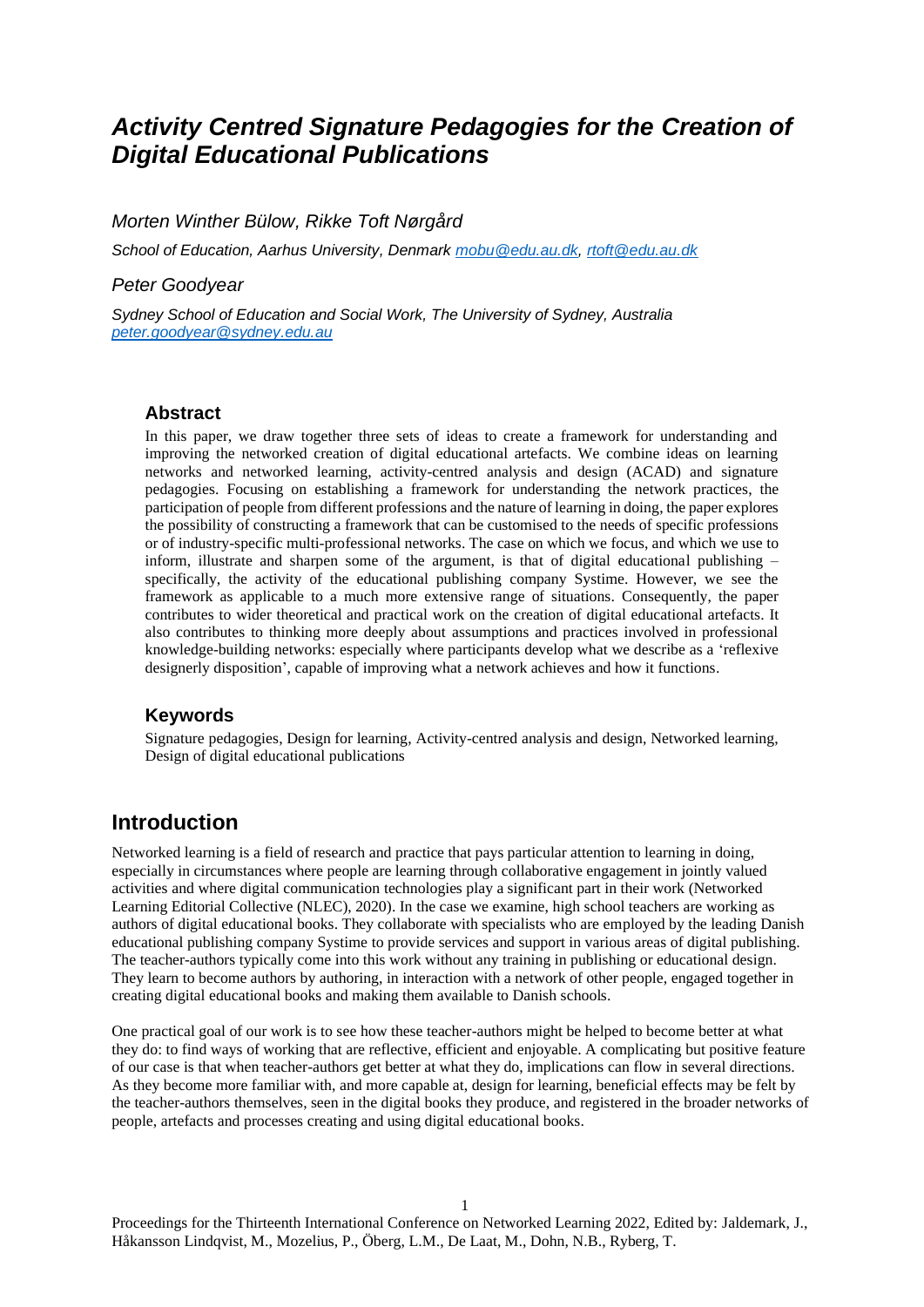# *Activity Centred Signature Pedagogies for the Creation of Digital Educational Publications*

*Morten Winther Bülow, Rikke Toft Nørgård*

*School of Education, Aarhus University, Denmark mobu@edu.au.dk, rtoft@edu.au.dk*

*Peter Goodyear*

*Sydney School of Education and Social Work, The University of Sydney, Australia peter.goodyear@sydney.edu.au*

## Abstract

In this paper, we draw together three sets of ideas to create a framework for understanding and improving the networked creation of digital educational artefacts. We combine ideas on learning networks and networked learning, activity-centred analysis and design (ACAD) and signature pedagogies. Focusing on establishing a framework for understanding the network practices, the participation of people from different professions and the nature of learning in doing, the paper explores the possibility of constructing a framework that can be customised to the needs of specific professions or of industry-specific multi-professional networks. The case on which we focus, and which we use to inform, illustrate and sharpen some of the argument, is that of digital educational publishing – specifically, the activity of the educational publishing company Systime. However, we see the framework as applicable to a much more extensive range of situations. Consequently, the paper contributes to wider theoretical and practical work on the creation of digital educational artefacts. It also contributes to thinking more deeply about assumptions and practices involved in professional knowledge-building networks: especially where participants develop what we describe as a 'reflexive designerly disposition', capable of improving what a network achieves and how it functions.

## Keywords

Signature pedagogies, Design for learning, Activity-centred analysis and design, Networked learning, Design of digital educational publications

# Introduction

Networked learning is a field of research and practice that pays particular attention to learning in doing, especially in circumstances where people are learning through collaborative engagement in jointly valued activities and where digital communication technologies play a significant part in their work (Networked Learning Editorial Collective (NLEC), 2020). In the case we examine, high school teachers are working as authors of digital educational books. They collaborate with specialists who are employed by the leading Danish educational publishing company Systime to provide services and support in various areas of digital publishing. The teacher-authors typically come into this work without any training in publishing or educational design. They learn to become authors by authoring, in interaction with a network of other people, engaged together in creating digital educational books and making them available to Danish schools.

One practical goal of our work is to see how these teacher-authors might be helped to become better at what they do: to find ways of working that are reflective, efficient and enjoyable. A complicating but positive feature of our case is that when teacher-authors get better at what they do, implications can flow in several directions. As they become more familiar with, and more capable at, design for learning, beneficial effects may be felt by the teacher-authors themselves, seen in the digital books they produce, and registered in the broader networks of people, artefacts and processes creating and using digital educational books.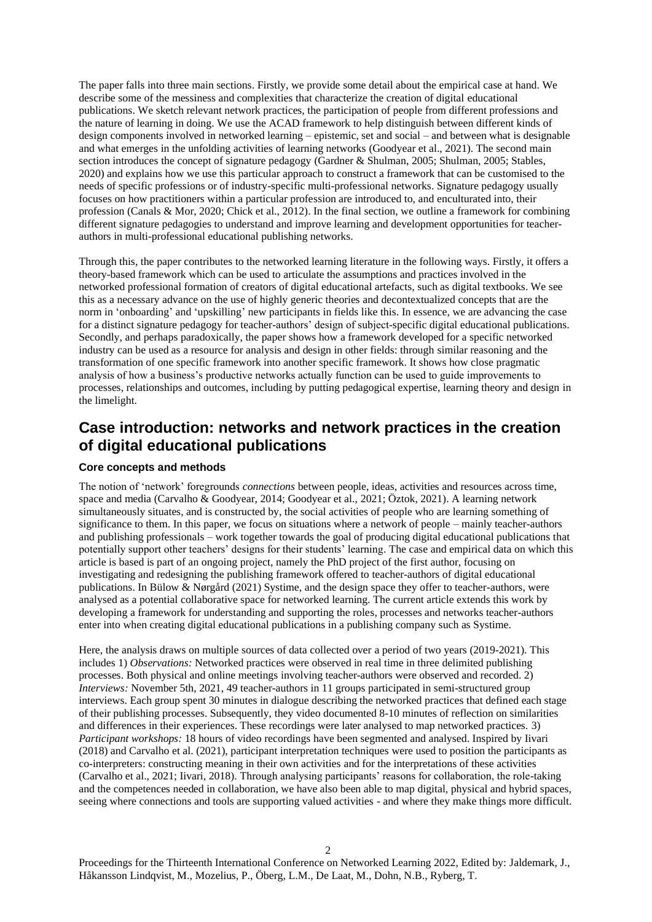The paper falls into three main sections. Firstly, we provide some detail about the empirical case at hand. We describe some of the messiness and complexities that characterize the creation of digital educational publications. We sketch relevant network practices, the participation of people from different professions and the nature of learning in doing. We use the ACAD framework to help distinguish between different kinds of design components involved in networked learning – epistemic, set and social – and between what is designable and what emerges in the unfolding activities of learning networks (Goodyear et al., 2021). The second main section introduces the concept of signature pedagogy (Gardner & Shulman, 2005; Shulman, 2005; Stables, 2020) and explains how we use this particular approach to construct a framework that can be customised to the needs of specific professions or of industry-specific multi-professional networks. Signature pedagogy usually focuses on how practitioners within a particular profession are introduced to, and enculturated into, their profession (Canals & Mor, 2020; Chick et al., 2012). In the final section, we outline a framework for combining different signature pedagogies to understand and improve learning and development opportunities for teacher-authors in multi-professional educational publishing networks.

Through this, the paper contributes to the networked learning literature in the following ways. Firstly, it offers a theory-based framework which can be used to articulate the assumptions and practices involved in the networked professional formation of creators of digital educational artefacts, such as digital textbooks. We see this as a necessary advance on the use of highly generic theories and decontextualized concepts that are the norm in 'onboarding' and 'upskilling' new participants in fields like this. In essence, we are advancing the case for a distinct signature pedagogy for teacher-authors' design of subject-specific digital educational publications. Secondly, and perhaps paradoxically, the paper shows how a framework developed for a specific networked industry can be used as a resource for analysis and design in other fields: through similar reasoning and the transformation of one specific framework into another specific framework. It shows how close pragmatic analysis of how a business's productive networks actually function can be used to guide improvements to processes, relationships and outcomes, including by putting pedagogical expertise, learning theory and design in the limelight.

## Case introduction: networks and network practices in the creation of digital educational publications

### Core concepts and methods

The notion of 'network' foregrounds *connections* between people, ideas, activities and resources across time, space and media (Carvalho & Goodyear, 2014; Goodyear et al., 2021; Öztok, 2021). A learning network simultaneously situates, and is constructed by, the social activities of people who are learning something of significance to them. In this paper, we focus on situations where a network of people – mainly teacher-authors and publishing professionals – work together towards the goal of producing digital educational publications that potentially support other teachers' designs for their students' learning. The case and empirical data on which this article is based is part of an ongoing project, namely the PhD project of the first author, focusing on investigating and redesigning the publishing framework offered to teacher-authors of digital educational publications. In Bülow & Nørgård (2021) Systime, and the design space they offer to teacher-authors, were analysed as a potential collaborative space for networked learning. The current article extends this work by developing a framework for understanding and supporting the roles, processes and networks teacher-authors enter into when creating digital educational publications in a publishing company such as Systime.

Here, the analysis draws on multiple sources of data collected over a period of two years (2019-2021). This includes 1) *Observations:* Networked practices were observed in real time in three delimited publishing processes. Both physical and online meetings involving teacher-authors were observed and recorded. 2) *Interviews:* November 5th, 2021, 49 teacher-authors in 11 groups participated in semi-structured group interviews. Each group spent 30 minutes in dialogue describing the networked practices that defined each stage of their publishing processes. Subsequently, they video documented 8-10 minutes of reflection on similarities and differences in their experiences. These recordings were later analysed to map networked practices. 3) *Participant workshops:* 18 hours of video recordings have been segmented and analysed. Inspired by Iivari (2018) and Carvalho et al. (2021), participant interpretation techniques were used to position the participants as co-interpreters: constructing meaning in their own activities and for the interpretations of these activities (Carvalho et al., 2021; Iivari, 2018). Through analysing participants' reasons for collaboration, the role-taking and the competences needed in collaboration, we have also been able to map digital, physical and hybrid spaces, seeing where connections and tools are supporting valued activities - and where they make things more difficult.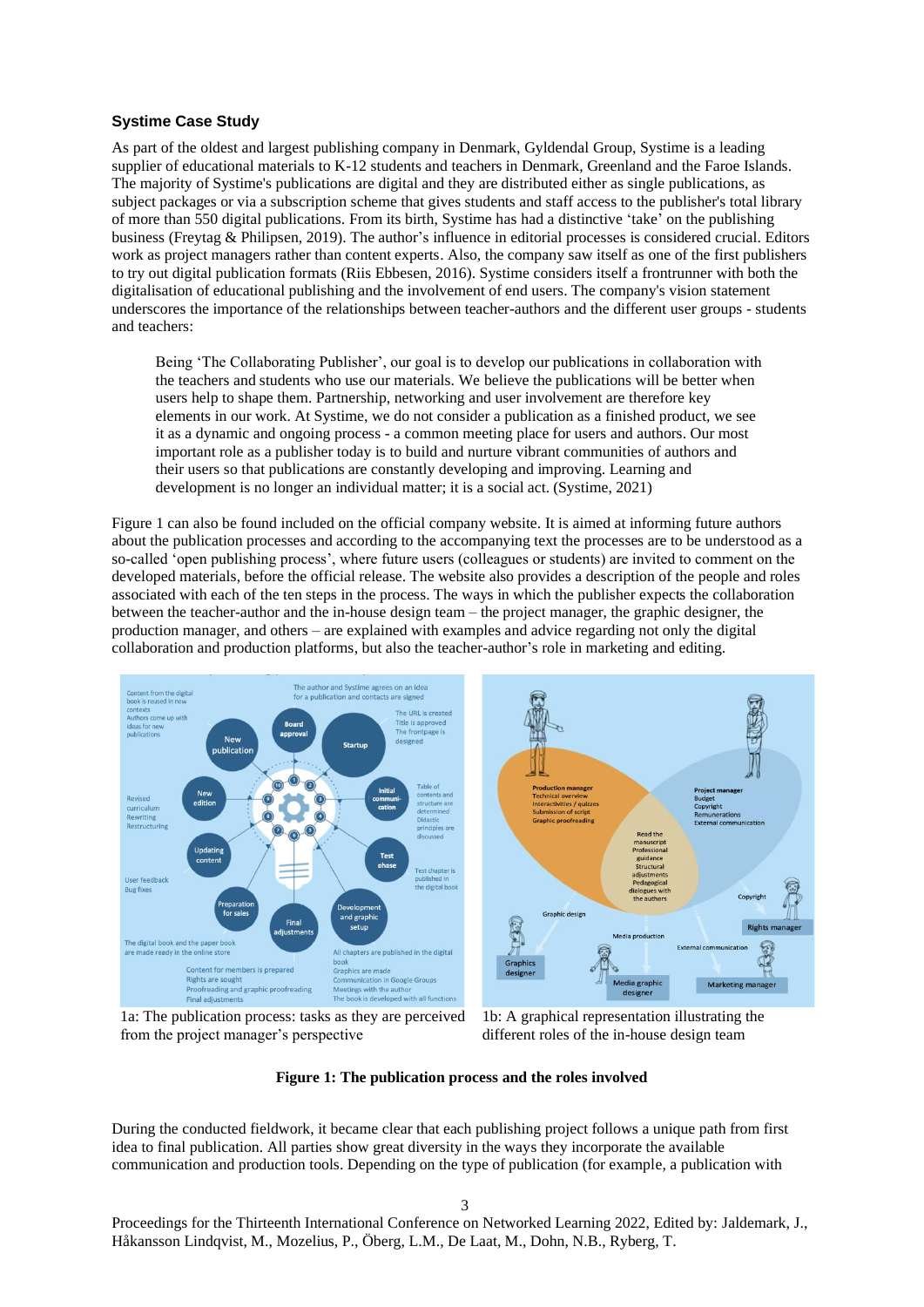### Systime Case Study

As part of the oldest and largest publishing company in Denmark, Gyldendal Group, Systime is a leading supplier of educational materials to K-12 students and teachers in Denmark, Greenland and the Faroe Islands. The majority of Systime's publications are digital and they are distributed either as single publications, as subject packages or via a subscription scheme that gives students and staff access to the publisher's total library of more than 550 digital publications. From its birth, Systime has had a distinctive 'take' on the publishing business (Freytag & Philipsen, 2019). The author's influence in editorial processes is considered crucial. Editors work as project managers rather than content experts. Also, the company saw itself as one of the first publishers to try out digital publication formats (Riis Ebbesen, 2016). Systime considers itself a frontrunner with both the digitalisation of educational publishing and the involvement of end users. The company's vision statement underscores the importance of the relationships between teacher-authors and the different user groups - students and teachers:

> Being 'The Collaborating Publisher', our goal is to develop our publications in collaboration with the teachers and students who use our materials. We believe the publications will be better when users help to shape them. Partnership, networking and user involvement are therefore key elements in our work. At Systime, we do not consider a publication as a finished product, we see it as a dynamic and ongoing process - a common meeting place for users and authors. Our most important role as a publisher today is to build and nurture vibrant communities of authors and their users so that publications are constantly developing and improving. Learning and development is no longer an individual matter; it is a social act. (Systime, 2021)

Figure 1 can also be found included on the official company website. It is aimed at informing future authors about the publication processes and according to the accompanying text the processes are to be understood as a so-called 'open publishing process', where future users (colleagues or students) are invited to comment on the developed materials, before the official release. The website also provides a description of the people and roles associated with each of the ten steps in the process. The ways in which the publisher expects the collaboration between the teacher-author and the in-house design team – the project manager, the graphic designer, the production manager, and others – are explained with examples and advice regarding not only the digital collaboration and production platforms, but also the teacher-author's role in marketing and editing.

1a: The publication process: tasks as they are perceived from the project manager's perspective

1b: A graphical representation illustrating the different roles of the in-house design team

**Figure 1: The publication process and the roles involved**

During the conducted fieldwork, it became clear that each publishing project follows a unique path from first idea to final publication. All parties show great diversity in the ways they incorporate the available communication and production tools. Depending on the type of publication (for example, a publication with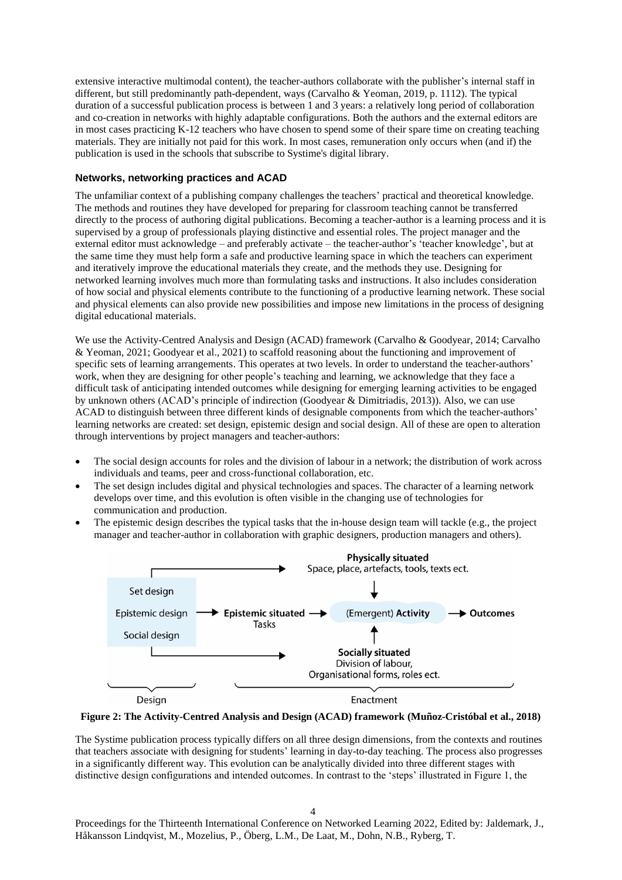extensive interactive multimodal content), the teacher-authors collaborate with the publisher's internal staff in different, but still predominantly path-dependent, ways (Carvalho & Yeoman, 2019, p. 1112). The typical duration of a successful publication process is between 1 and 3 years: a relatively long period of collaboration and co-creation in networks with highly adaptable configurations. Both the authors and the external editors are in most cases practicing K-12 teachers who have chosen to spend some of their spare time on creating teaching materials. They are initially not paid for this work. In most cases, remuneration only occurs when (and if) the publication is used in the schools that subscribe to Systime's digital library.

### Networks, networking practices and ACAD

The unfamiliar context of a publishing company challenges the teachers' practical and theoretical knowledge. The methods and routines they have developed for preparing for classroom teaching cannot be transferred directly to the process of authoring digital publications. Becoming a teacher-author is a learning process and it is supervised by a group of professionals playing distinctive and essential roles. The project manager and the external editor must acknowledge – and preferably activate – the teacher-author's 'teacher knowledge', but at the same time they must help form a safe and productive learning space in which the teachers can experiment and iteratively improve the educational materials they create, and the methods they use. Designing for networked learning involves much more than formulating tasks and instructions. It also includes consideration of how social and physical elements contribute to the functioning of a productive learning network. These social and physical elements can also provide new possibilities and impose new limitations in the process of designing digital educational materials.

We use the Activity-Centred Analysis and Design (ACAD) framework (Carvalho & Goodyear, 2014; Carvalho & Yeoman, 2021; Goodyear et al., 2021) to scaffold reasoning about the functioning and improvement of specific sets of learning arrangements. This operates at two levels. In order to understand the teacher-authors' work, when they are designing for other people's teaching and learning, we acknowledge that they face a difficult task of anticipating intended outcomes while designing for emerging learning activities to be engaged by unknown others (ACAD's principle of indirection (Goodyear & Dimitriadis, 2013)). Also, we can use ACAD to distinguish between three different kinds of designable components from which the teacher-authors' learning networks are created: set design, epistemic design and social design. All of these are open to alteration through interventions by project managers and teacher-authors:

- The social design accounts for roles and the division of labour in a network; the distribution of work across individuals and teams, peer and cross-functional collaboration, etc.
- The set design includes digital and physical technologies and spaces. The character of a learning network develops over time, and this evolution is often visible in the changing use of technologies for communication and production.
- The epistemic design describes the typical tasks that the in-house design team will tackle (e.g., the project manager and teacher-author in collaboration with graphic designers, production managers and others).

| Design | | Enactment | |
|---|---|---|---|
| Set design | → | **Physically situated** Space, place, artefacts, tools, texts ect. | |
| Epistemic design | → **Epistemic situated** Tasks → | (Emergent) **Activity** | → **Outcomes** |
| Social design | → | **Socially situated** Division of labour, Organisational forms, roles ect. | |

**Figure 2: The Activity-Centred Analysis and Design (ACAD) framework (Muñoz-Cristóbal et al., 2018)**

The Systime publication process typically differs on all three design dimensions, from the contexts and routines that teachers associate with designing for students' learning in day-to-day teaching. The process also progresses in a significantly different way. This evolution can be analytically divided into three different stages with distinctive design configurations and intended outcomes. In contrast to the 'steps' illustrated in Figure 1, the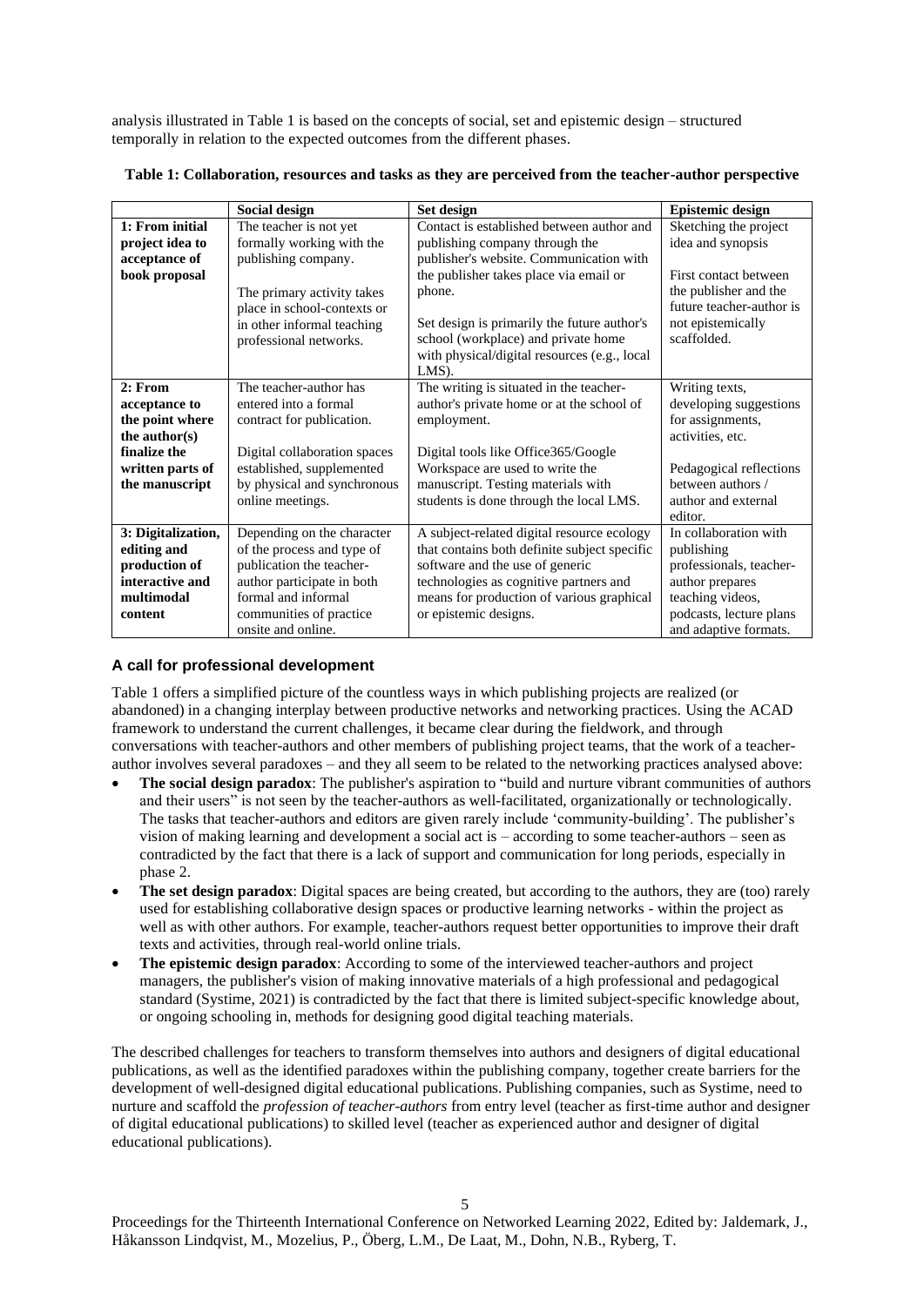analysis illustrated in Table 1 is based on the concepts of social, set and epistemic design – structured temporally in relation to the expected outcomes from the different phases.

**Table 1: Collaboration, resources and tasks as they are perceived from the teacher-author perspective**

| | Social design | Set design | Epistemic design |
|---|---|---|---|
| **1: From initial project idea to acceptance of book proposal** | The teacher is not yet formally working with the publishing company.<br><br>The primary activity takes place in school-contexts or in other informal teaching professional networks. | Contact is established between author and publishing company through the publisher's website. Communication with the publisher takes place via email or phone.<br><br>Set design is primarily the future author's school (workplace) and private home with physical/digital resources (e.g., local LMS). | Sketching the project idea and synopsis<br><br>First contact between the publisher and the future teacher-author is not epistemically scaffolded. |
| **2: From acceptance to the point where the author(s) finalize the written parts of the manuscript** | The teacher-author has entered into a formal contract for publication.<br><br>Digital collaboration spaces established, supplemented by physical and synchronous online meetings. | The writing is situated in the teacher-author's private home or at the school of employment.<br><br>Digital tools like Office365/Google Workspace are used to write the manuscript. Testing materials with students is done through the local LMS. | Writing texts, developing suggestions for assignments, activities, etc.<br><br>Pedagogical reflections between authors / author and external editor. |
| **3: Digitalization, editing and production of interactive and multimodal content** | Depending on the character of the process and type of publication the teacher-author participate in both formal and informal communities of practice onsite and online. | A subject-related digital resource ecology that contains both definite subject specific software and the use of generic technologies as cognitive partners and means for production of various graphical or epistemic designs. | In collaboration with publishing professionals, teacher-author prepares teaching videos, podcasts, lecture plans and adaptive formats. |

## A call for professional development

Table 1 offers a simplified picture of the countless ways in which publishing projects are realized (or abandoned) in a changing interplay between productive networks and networking practices. Using the ACAD framework to understand the current challenges, it became clear during the fieldwork, and through conversations with teacher-authors and other members of publishing project teams, that the work of a teacher-author involves several paradoxes – and they all seem to be related to the networking practices analysed above:

- **The social design paradox**: The publisher's aspiration to "build and nurture vibrant communities of authors and their users" is not seen by the teacher-authors as well-facilitated, organizationally or technologically. The tasks that teacher-authors and editors are given rarely include 'community-building'. The publisher's vision of making learning and development a social act is – according to some teacher-authors – seen as contradicted by the fact that there is a lack of support and communication for long periods, especially in phase 2.
- **The set design paradox**: Digital spaces are being created, but according to the authors, they are (too) rarely used for establishing collaborative design spaces or productive learning networks - within the project as well as with other authors. For example, teacher-authors request better opportunities to improve their draft texts and activities, through real-world online trials.
- **The epistemic design paradox**: According to some of the interviewed teacher-authors and project managers, the publisher's vision of making innovative materials of a high professional and pedagogical standard (Systime, 2021) is contradicted by the fact that there is limited subject-specific knowledge about, or ongoing schooling in, methods for designing good digital teaching materials.

The described challenges for teachers to transform themselves into authors and designers of digital educational publications, as well as the identified paradoxes within the publishing company, together create barriers for the development of well-designed digital educational publications. Publishing companies, such as Systime, need to nurture and scaffold the *profession of teacher-authors* from entry level (teacher as first-time author and designer of digital educational publications) to skilled level (teacher as experienced author and designer of digital educational publications).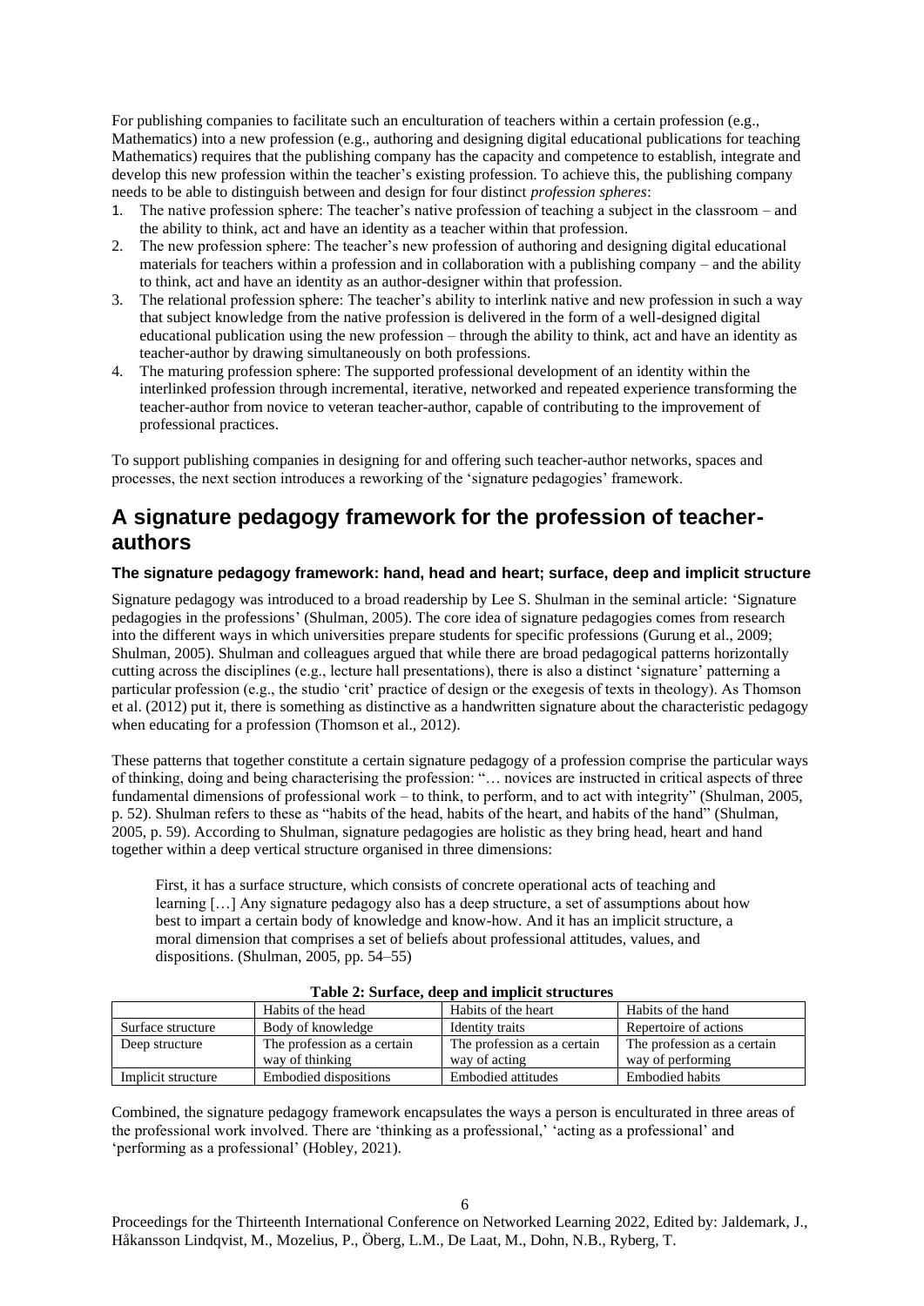For publishing companies to facilitate such an enculturation of teachers within a certain profession (e.g., Mathematics) into a new profession (e.g., authoring and designing digital educational publications for teaching Mathematics) requires that the publishing company has the capacity and competence to establish, integrate and develop this new profession within the teacher's existing profession. To achieve this, the publishing company needs to be able to distinguish between and design for four distinct *profession spheres*:

1. The native profession sphere: The teacher's native profession of teaching a subject in the classroom – and the ability to think, act and have an identity as a teacher within that profession.
2. The new profession sphere: The teacher's new profession of authoring and designing digital educational materials for teachers within a profession and in collaboration with a publishing company – and the ability to think, act and have an identity as an author-designer within that profession.
3. The relational profession sphere: The teacher's ability to interlink native and new profession in such a way that subject knowledge from the native profession is delivered in the form of a well-designed digital educational publication using the new profession – through the ability to think, act and have an identity as teacher-author by drawing simultaneously on both professions.
4. The maturing profession sphere: The supported professional development of an identity within the interlinked profession through incremental, iterative, networked and repeated experience transforming the teacher-author from novice to veteran teacher-author, capable of contributing to the improvement of professional practices.

To support publishing companies in designing for and offering such teacher-author networks, spaces and processes, the next section introduces a reworking of the 'signature pedagogies' framework.

## A signature pedagogy framework for the profession of teacher-authors

### The signature pedagogy framework: hand, head and heart; surface, deep and implicit structure

Signature pedagogy was introduced to a broad readership by Lee S. Shulman in the seminal article: 'Signature pedagogies in the professions' (Shulman, 2005). The core idea of signature pedagogies comes from research into the different ways in which universities prepare students for specific professions (Gurung et al., 2009; Shulman, 2005). Shulman and colleagues argued that while there are broad pedagogical patterns horizontally cutting across the disciplines (e.g., lecture hall presentations), there is also a distinct 'signature' patterning a particular profession (e.g., the studio 'crit' practice of design or the exegesis of texts in theology). As Thomson et al. (2012) put it, there is something as distinctive as a handwritten signature about the characteristic pedagogy when educating for a profession (Thomson et al., 2012).

These patterns that together constitute a certain signature pedagogy of a profession comprise the particular ways of thinking, doing and being characterising the profession: "… novices are instructed in critical aspects of three fundamental dimensions of professional work – to think, to perform, and to act with integrity" (Shulman, 2005, p. 52). Shulman refers to these as "habits of the head, habits of the heart, and habits of the hand" (Shulman, 2005, p. 59). According to Shulman, signature pedagogies are holistic as they bring head, heart and hand together within a deep vertical structure organised in three dimensions:

> First, it has a surface structure, which consists of concrete operational acts of teaching and learning […] Any signature pedagogy also has a deep structure, a set of assumptions about how best to impart a certain body of knowledge and know-how. And it has an implicit structure, a moral dimension that comprises a set of beliefs about professional attitudes, values, and dispositions. (Shulman, 2005, pp. 54–55)

**Table 2: Surface, deep and implicit structures**

| | Habits of the head | Habits of the heart | Habits of the hand |
|---|---|---|---|
| Surface structure | Body of knowledge | Identity traits | Repertoire of actions |
| Deep structure | The profession as a certain way of thinking | The profession as a certain way of acting | The profession as a certain way of performing |
| Implicit structure | Embodied dispositions | Embodied attitudes | Embodied habits |

Combined, the signature pedagogy framework encapsulates the ways a person is enculturated in three areas of the professional work involved. There are 'thinking as a professional,' 'acting as a professional' and 'performing as a professional' (Hobley, 2021).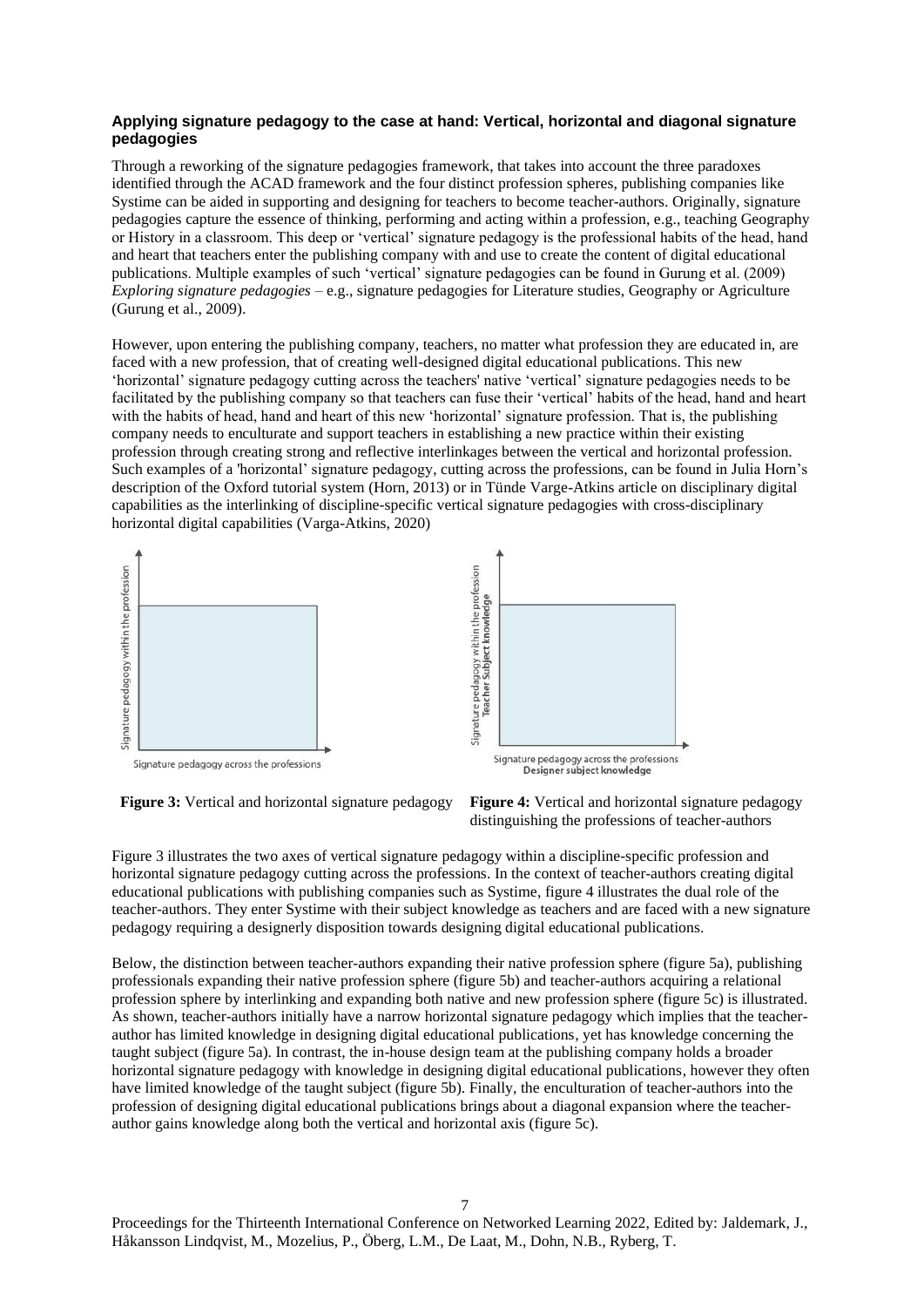#### Applying signature pedagogy to the case at hand: Vertical, horizontal and diagonal signature pedagogies

Through a reworking of the signature pedagogies framework, that takes into account the three paradoxes identified through the ACAD framework and the four distinct profession spheres, publishing companies like Systime can be aided in supporting and designing for teachers to become teacher-authors. Originally, signature pedagogies capture the essence of thinking, performing and acting within a profession, e.g., teaching Geography or History in a classroom. This deep or 'vertical' signature pedagogy is the professional habits of the head, hand and heart that teachers enter the publishing company with and use to create the content of digital educational publications. Multiple examples of such 'vertical' signature pedagogies can be found in Gurung et al. (2009) *Exploring signature pedagogies* – e.g., signature pedagogies for Literature studies, Geography or Agriculture (Gurung et al., 2009).

However, upon entering the publishing company, teachers, no matter what profession they are educated in, are faced with a new profession, that of creating well-designed digital educational publications. This new 'horizontal' signature pedagogy cutting across the teachers' native 'vertical' signature pedagogies needs to be facilitated by the publishing company so that teachers can fuse their 'vertical' habits of the head, hand and heart with the habits of head, hand and heart of this new 'horizontal' signature profession. That is, the publishing company needs to enculturate and support teachers in establishing a new practice within their existing profession through creating strong and reflective interlinkages between the vertical and horizontal profession. Such examples of a 'horizontal' signature pedagogy, cutting across the professions, can be found in Julia Horn's description of the Oxford tutorial system (Horn, 2013) or in Tünde Varge-Atkins article on disciplinary digital capabilities as the interlinking of discipline-specific vertical signature pedagogies with cross-disciplinary horizontal digital capabilities (Varga-Atkins, 2020)

Signature pedagogy within the profession

Signature pedagogy across the professions

**Figure 3:** Vertical and horizontal signature pedagogy

Signature pedagogy within the profession
**Teacher Subject knowledge**

Signature pedagogy across the professions
**Designer subject knowledge**

**Figure 4:** Vertical and horizontal signature pedagogy distinguishing the professions of teacher-authors

Figure 3 illustrates the two axes of vertical signature pedagogy within a discipline-specific profession and horizontal signature pedagogy cutting across the professions. In the context of teacher-authors creating digital educational publications with publishing companies such as Systime, figure 4 illustrates the dual role of the teacher-authors. They enter Systime with their subject knowledge as teachers and are faced with a new signature pedagogy requiring a designerly disposition towards designing digital educational publications.

Below, the distinction between teacher-authors expanding their native profession sphere (figure 5a), publishing professionals expanding their native profession sphere (figure 5b) and teacher-authors acquiring a relational profession sphere by interlinking and expanding both native and new profession sphere (figure 5c) is illustrated. As shown, teacher-authors initially have a narrow horizontal signature pedagogy which implies that the teacher-author has limited knowledge in designing digital educational publications, yet has knowledge concerning the taught subject (figure 5a). In contrast, the in-house design team at the publishing company holds a broader horizontal signature pedagogy with knowledge in designing digital educational publications, however they often have limited knowledge of the taught subject (figure 5b). Finally, the enculturation of teacher-authors into the profession of designing digital educational publications brings about a diagonal expansion where the teacher-author gains knowledge along both the vertical and horizontal axis (figure 5c).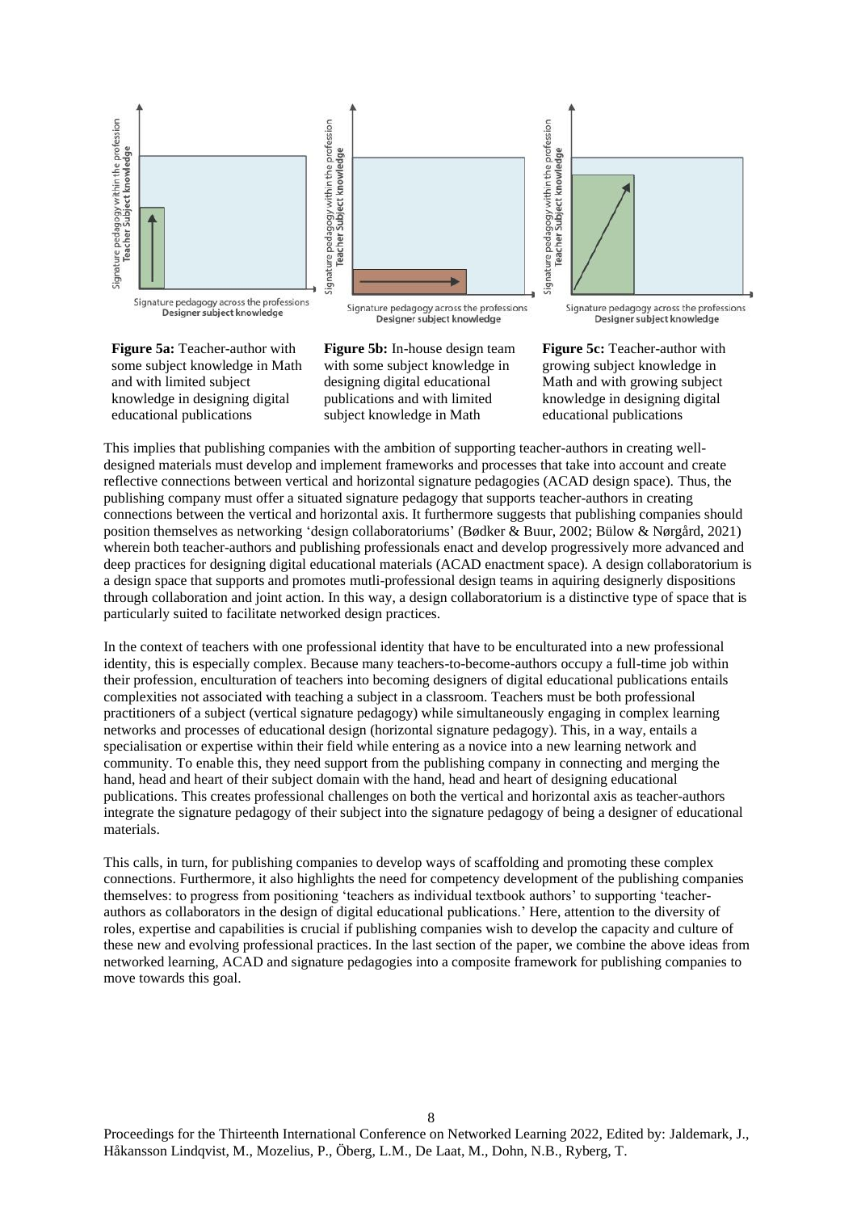**Figure 5a:** Teacher-author with some subject knowledge in Math and with limited subject knowledge in designing digital educational publications

**Figure 5b:** In-house design team with some subject knowledge in designing digital educational publications and with limited subject knowledge in Math

**Figure 5c:** Teacher-author with growing subject knowledge in Math and with growing subject knowledge in designing digital educational publications

This implies that publishing companies with the ambition of supporting teacher-authors in creating well-designed materials must develop and implement frameworks and processes that take into account and create reflective connections between vertical and horizontal signature pedagogies (ACAD design space). Thus, the publishing company must offer a situated signature pedagogy that supports teacher-authors in creating connections between the vertical and horizontal axis. It furthermore suggests that publishing companies should position themselves as networking 'design collaboratoriums' (Bødker & Buur, 2002; Bülow & Nørgård, 2021) wherein both teacher-authors and publishing professionals enact and develop progressively more advanced and deep practices for designing digital educational materials (ACAD enactment space). A design collaboratorium is a design space that supports and promotes mutli-professional design teams in aquiring designerly dispositions through collaboration and joint action. In this way, a design collaboratorium is a distinctive type of space that is particularly suited to facilitate networked design practices.

In the context of teachers with one professional identity that have to be enculturated into a new professional identity, this is especially complex. Because many teachers-to-become-authors occupy a full-time job within their profession, enculturation of teachers into becoming designers of digital educational publications entails complexities not associated with teaching a subject in a classroom. Teachers must be both professional practitioners of a subject (vertical signature pedagogy) while simultaneously engaging in complex learning networks and processes of educational design (horizontal signature pedagogy). This, in a way, entails a specialisation or expertise within their field while entering as a novice into a new learning network and community. To enable this, they need support from the publishing company in connecting and merging the hand, head and heart of their subject domain with the hand, head and heart of designing educational publications. This creates professional challenges on both the vertical and horizontal axis as teacher-authors integrate the signature pedagogy of their subject into the signature pedagogy of being a designer of educational materials.

This calls, in turn, for publishing companies to develop ways of scaffolding and promoting these complex connections. Furthermore, it also highlights the need for competency development of the publishing companies themselves: to progress from positioning 'teachers as individual textbook authors' to supporting 'teacher-authors as collaborators in the design of digital educational publications.' Here, attention to the diversity of roles, expertise and capabilities is crucial if publishing companies wish to develop the capacity and culture of these new and evolving professional practices. In the last section of the paper, we combine the above ideas from networked learning, ACAD and signature pedagogies into a composite framework for publishing companies to move towards this goal.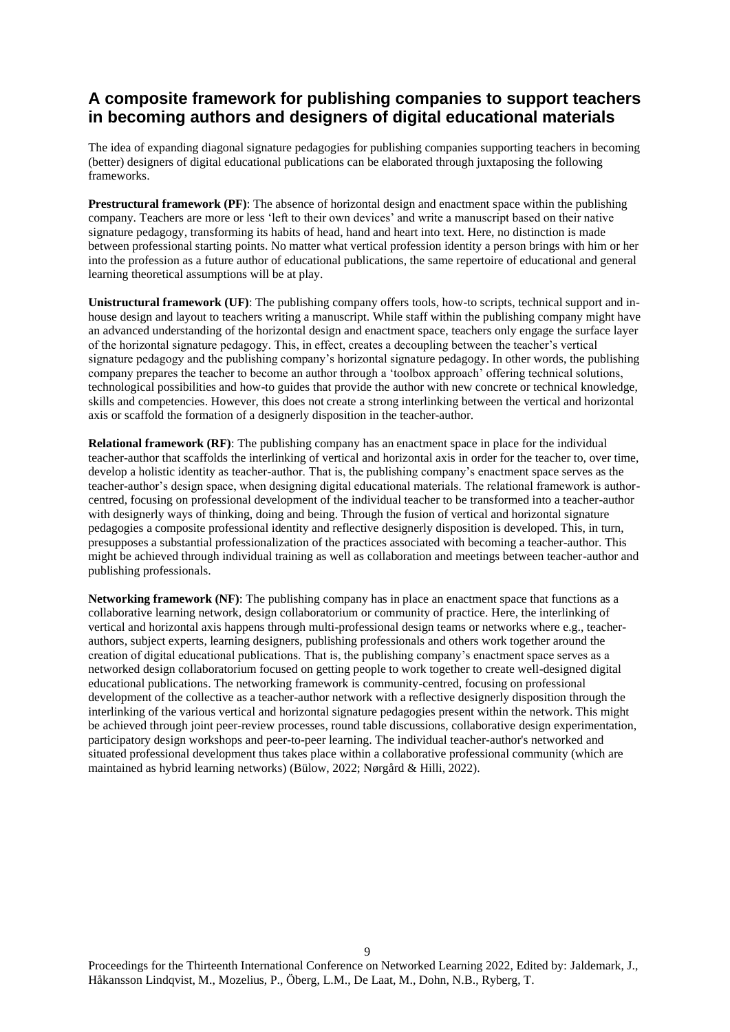## A composite framework for publishing companies to support teachers in becoming authors and designers of digital educational materials

The idea of expanding diagonal signature pedagogies for publishing companies supporting teachers in becoming (better) designers of digital educational publications can be elaborated through juxtaposing the following frameworks.

**Prestructural framework (PF)**: The absence of horizontal design and enactment space within the publishing company. Teachers are more or less 'left to their own devices' and write a manuscript based on their native signature pedagogy, transforming its habits of head, hand and heart into text. Here, no distinction is made between professional starting points. No matter what vertical profession identity a person brings with him or her into the profession as a future author of educational publications, the same repertoire of educational and general learning theoretical assumptions will be at play.

**Unistructural framework (UF)**: The publishing company offers tools, how-to scripts, technical support and in-house design and layout to teachers writing a manuscript. While staff within the publishing company might have an advanced understanding of the horizontal design and enactment space, teachers only engage the surface layer of the horizontal signature pedagogy. This, in effect, creates a decoupling between the teacher's vertical signature pedagogy and the publishing company's horizontal signature pedagogy. In other words, the publishing company prepares the teacher to become an author through a 'toolbox approach' offering technical solutions, technological possibilities and how-to guides that provide the author with new concrete or technical knowledge, skills and competencies. However, this does not create a strong interlinking between the vertical and horizontal axis or scaffold the formation of a designerly disposition in the teacher-author.

**Relational framework (RF)**: The publishing company has an enactment space in place for the individual teacher-author that scaffolds the interlinking of vertical and horizontal axis in order for the teacher to, over time, develop a holistic identity as teacher-author. That is, the publishing company's enactment space serves as the teacher-author's design space, when designing digital educational materials. The relational framework is author-centred, focusing on professional development of the individual teacher to be transformed into a teacher-author with designerly ways of thinking, doing and being. Through the fusion of vertical and horizontal signature pedagogies a composite professional identity and reflective designerly disposition is developed. This, in turn, presupposes a substantial professionalization of the practices associated with becoming a teacher-author. This might be achieved through individual training as well as collaboration and meetings between teacher-author and publishing professionals.

**Networking framework (NF)**: The publishing company has in place an enactment space that functions as a collaborative learning network, design collaboratorium or community of practice. Here, the interlinking of vertical and horizontal axis happens through multi-professional design teams or networks where e.g., teacher-authors, subject experts, learning designers, publishing professionals and others work together around the creation of digital educational publications. That is, the publishing company's enactment space serves as a networked design collaboratorium focused on getting people to work together to create well-designed digital educational publications. The networking framework is community-centred, focusing on professional development of the collective as a teacher-author network with a reflective designerly disposition through the interlinking of the various vertical and horizontal signature pedagogies present within the network. This might be achieved through joint peer-review processes, round table discussions, collaborative design experimentation, participatory design workshops and peer-to-peer learning. The individual teacher-author's networked and situated professional development thus takes place within a collaborative professional community (which are maintained as hybrid learning networks) (Bülow, 2022; Nørgård & Hilli, 2022).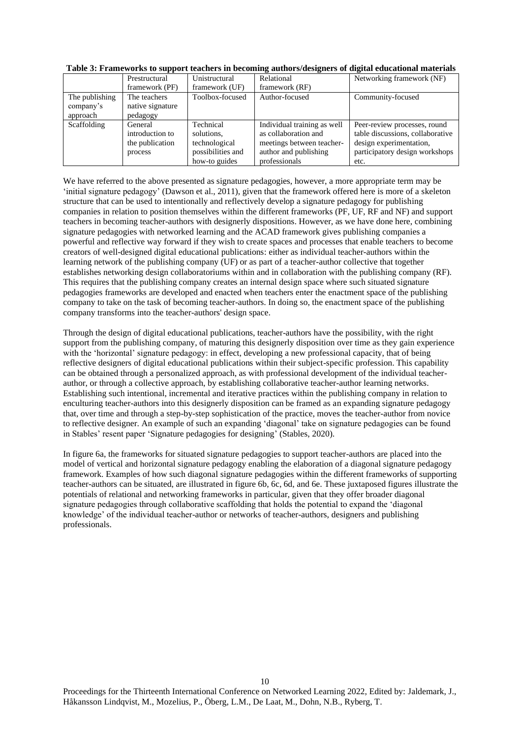**Table 3: Frameworks to support teachers in becoming authors/designers of digital educational materials**

| | Prestructural framework (PF) | Unistructural framework (UF) | Relational framework (RF) | Networking framework (NF) |
|---|---|---|---|---|
| The publishing company's approach | The teachers native signature pedagogy | Toolbox-focused | Author-focused | Community-focused |
| Scaffolding | General introduction to the publication process | Technical solutions, technological possibilities and how-to guides | Individual training as well as collaboration and meetings between teacher-author and publishing professionals | Peer-review processes, round table discussions, collaborative design experimentation, participatory design workshops etc. |

We have referred to the above presented as signature pedagogies, however, a more appropriate term may be 'initial signature pedagogy' (Dawson et al., 2011), given that the framework offered here is more of a skeleton structure that can be used to intentionally and reflectively develop a signature pedagogy for publishing companies in relation to position themselves within the different frameworks (PF, UF, RF and NF) and support teachers in becoming teacher-authors with designerly dispositions. However, as we have done here, combining signature pedagogies with networked learning and the ACAD framework gives publishing companies a powerful and reflective way forward if they wish to create spaces and processes that enable teachers to become creators of well-designed digital educational publications: either as individual teacher-authors within the learning network of the publishing company (UF) or as part of a teacher-author collective that together establishes networking design collaboratoriums within and in collaboration with the publishing company (RF). This requires that the publishing company creates an internal design space where such situated signature pedagogies frameworks are developed and enacted when teachers enter the enactment space of the publishing company to take on the task of becoming teacher-authors. In doing so, the enactment space of the publishing company transforms into the teacher-authors' design space.

Through the design of digital educational publications, teacher-authors have the possibility, with the right support from the publishing company, of maturing this designerly disposition over time as they gain experience with the 'horizontal' signature pedagogy: in effect, developing a new professional capacity, that of being reflective designers of digital educational publications within their subject-specific profession. This capability can be obtained through a personalized approach, as with professional development of the individual teacher-author, or through a collective approach, by establishing collaborative teacher-author learning networks. Establishing such intentional, incremental and iterative practices within the publishing company in relation to enculturing teacher-authors into this designerly disposition can be framed as an expanding signature pedagogy that, over time and through a step-by-step sophistication of the practice, moves the teacher-author from novice to reflective designer. An example of such an expanding 'diagonal' take on signature pedagogies can be found in Stables' resent paper 'Signature pedagogies for designing' (Stables, 2020).

In figure 6a, the frameworks for situated signature pedagogies to support teacher-authors are placed into the model of vertical and horizontal signature pedagogy enabling the elaboration of a diagonal signature pedagogy framework. Examples of how such diagonal signature pedagogies within the different frameworks of supporting teacher-authors can be situated, are illustrated in figure 6b, 6c, 6d, and 6e. These juxtaposed figures illustrate the potentials of relational and networking frameworks in particular, given that they offer broader diagonal signature pedagogies through collaborative scaffolding that holds the potential to expand the 'diagonal knowledge' of the individual teacher-author or networks of teacher-authors, designers and publishing professionals.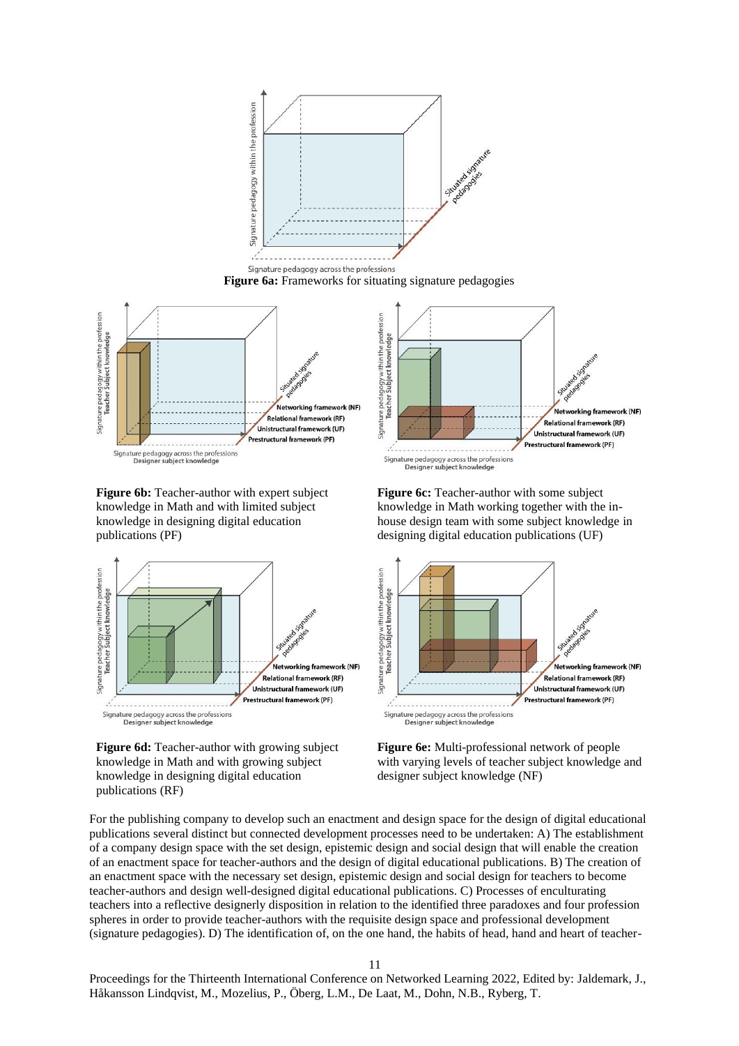**Figure 6a:** Frameworks for situating signature pedagogies

**Figure 6b:** Teacher-author with expert subject knowledge in Math and with limited subject knowledge in designing digital education publications (PF)

**Figure 6c:** Teacher-author with some subject knowledge in Math working together with the in-house design team with some subject knowledge in designing digital education publications (UF)

**Figure 6d:** Teacher-author with growing subject knowledge in Math and with growing subject knowledge in designing digital education publications (RF)

**Figure 6e:** Multi-professional network of people with varying levels of teacher subject knowledge and designer subject knowledge (NF)

For the publishing company to develop such an enactment and design space for the design of digital educational publications several distinct but connected development processes need to be undertaken: A) The establishment of a company design space with the set design, epistemic design and social design that will enable the creation of an enactment space for teacher-authors and the design of digital educational publications. B) The creation of an enactment space with the necessary set design, epistemic design and social design for teachers to become teacher-authors and design well-designed digital educational publications. C) Processes of enculturating teachers into a reflective designerly disposition in relation to the identified three paradoxes and four profession spheres in order to provide teacher-authors with the requisite design space and professional development (signature pedagogies). D) The identification of, on the one hand, the habits of head, hand and heart of teacher-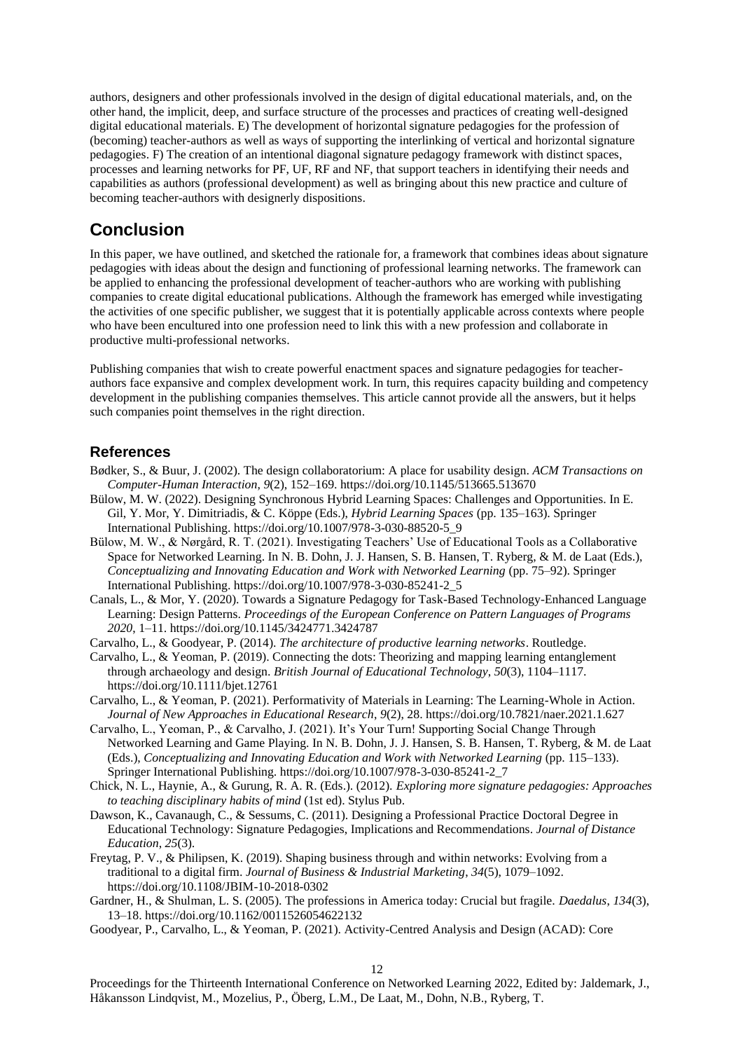authors, designers and other professionals involved in the design of digital educational materials, and, on the other hand, the implicit, deep, and surface structure of the processes and practices of creating well-designed digital educational materials. E) The development of horizontal signature pedagogies for the profession of (becoming) teacher-authors as well as ways of supporting the interlinking of vertical and horizontal signature pedagogies. F) The creation of an intentional diagonal signature pedagogy framework with distinct spaces, processes and learning networks for PF, UF, RF and NF, that support teachers in identifying their needs and capabilities as authors (professional development) as well as bringing about this new practice and culture of becoming teacher-authors with designerly dispositions.

## Conclusion

In this paper, we have outlined, and sketched the rationale for, a framework that combines ideas about signature pedagogies with ideas about the design and functioning of professional learning networks. The framework can be applied to enhancing the professional development of teacher-authors who are working with publishing companies to create digital educational publications. Although the framework has emerged while investigating the activities of one specific publisher, we suggest that it is potentially applicable across contexts where people who have been encultured into one profession need to link this with a new profession and collaborate in productive multi-professional networks.

Publishing companies that wish to create powerful enactment spaces and signature pedagogies for teacher-authors face expansive and complex development work. In turn, this requires capacity building and competency development in the publishing companies themselves. This article cannot provide all the answers, but it helps such companies point themselves in the right direction.

### References

Bødker, S., & Buur, J. (2002). The design collaboratorium: A place for usability design. *ACM Transactions on Computer-Human Interaction*, *9*(2), 152–169. https://doi.org/10.1145/513665.513670

Bülow, M. W. (2022). Designing Synchronous Hybrid Learning Spaces: Challenges and Opportunities. In E. Gil, Y. Mor, Y. Dimitriadis, & C. Köppe (Eds.), *Hybrid Learning Spaces* (pp. 135–163). Springer International Publishing. https://doi.org/10.1007/978-3-030-88520-5_9

Bülow, M. W., & Nørgård, R. T. (2021). Investigating Teachers' Use of Educational Tools as a Collaborative Space for Networked Learning. In N. B. Dohn, J. J. Hansen, S. B. Hansen, T. Ryberg, & M. de Laat (Eds.), *Conceptualizing and Innovating Education and Work with Networked Learning* (pp. 75–92). Springer International Publishing. https://doi.org/10.1007/978-3-030-85241-2_5

Canals, L., & Mor, Y. (2020). Towards a Signature Pedagogy for Task-Based Technology-Enhanced Language Learning: Design Patterns. *Proceedings of the European Conference on Pattern Languages of Programs 2020*, 1–11. https://doi.org/10.1145/3424771.3424787

Carvalho, L., & Goodyear, P. (2014). *The architecture of productive learning networks*. Routledge.

Carvalho, L., & Yeoman, P. (2019). Connecting the dots: Theorizing and mapping learning entanglement through archaeology and design. *British Journal of Educational Technology*, *50*(3), 1104–1117. https://doi.org/10.1111/bjet.12761

Carvalho, L., & Yeoman, P. (2021). Performativity of Materials in Learning: The Learning-Whole in Action. *Journal of New Approaches in Educational Research*, *9*(2), 28. https://doi.org/10.7821/naer.2021.1.627

Carvalho, L., Yeoman, P., & Carvalho, J. (2021). It's Your Turn! Supporting Social Change Through Networked Learning and Game Playing. In N. B. Dohn, J. J. Hansen, S. B. Hansen, T. Ryberg, & M. de Laat (Eds.), *Conceptualizing and Innovating Education and Work with Networked Learning* (pp. 115–133). Springer International Publishing. https://doi.org/10.1007/978-3-030-85241-2_7

Chick, N. L., Haynie, A., & Gurung, R. A. R. (Eds.). (2012). *Exploring more signature pedagogies: Approaches to teaching disciplinary habits of mind* (1st ed). Stylus Pub.

Dawson, K., Cavanaugh, C., & Sessums, C. (2011). Designing a Professional Practice Doctoral Degree in Educational Technology: Signature Pedagogies, Implications and Recommendations. *Journal of Distance Education*, *25*(3).

Freytag, P. V., & Philipsen, K. (2019). Shaping business through and within networks: Evolving from a traditional to a digital firm. *Journal of Business & Industrial Marketing*, *34*(5), 1079–1092. https://doi.org/10.1108/JBIM-10-2018-0302

Gardner, H., & Shulman, L. S. (2005). The professions in America today: Crucial but fragile. *Daedalus*, *134*(3), 13–18. https://doi.org/10.1162/0011526054622132

Goodyear, P., Carvalho, L., & Yeoman, P. (2021). Activity-Centred Analysis and Design (ACAD): Core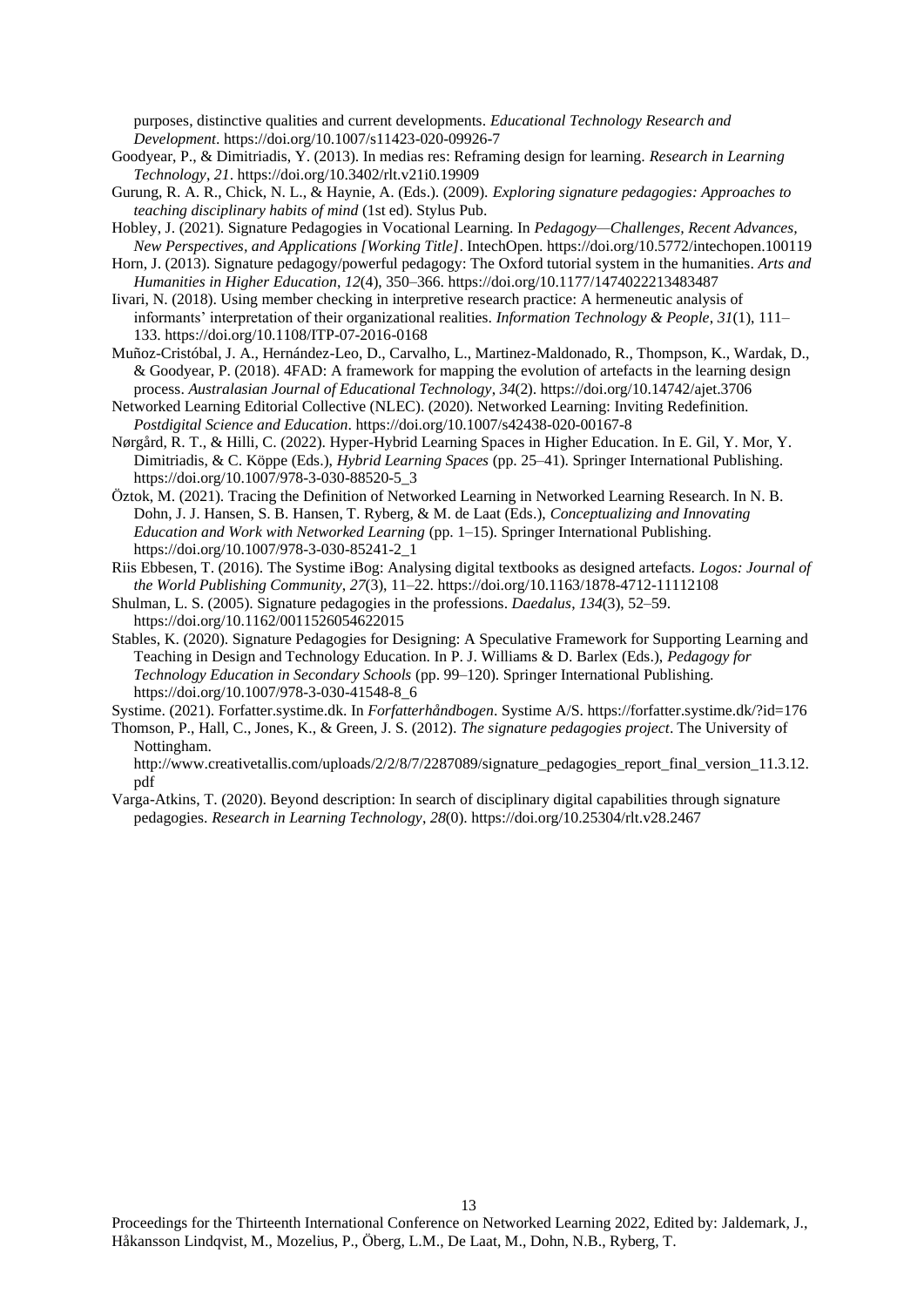purposes, distinctive qualities and current developments. *Educational Technology Research and Development*. https://doi.org/10.1007/s11423-020-09926-7

Goodyear, P., & Dimitriadis, Y. (2013). In medias res: Reframing design for learning. *Research in Learning Technology*, *21*. https://doi.org/10.3402/rlt.v21i0.19909

Gurung, R. A. R., Chick, N. L., & Haynie, A. (Eds.). (2009). *Exploring signature pedagogies: Approaches to teaching disciplinary habits of mind* (1st ed). Stylus Pub.

Hobley, J. (2021). Signature Pedagogies in Vocational Learning. In *Pedagogy—Challenges, Recent Advances, New Perspectives, and Applications [Working Title]*. IntechOpen. https://doi.org/10.5772/intechopen.100119

Horn, J. (2013). Signature pedagogy/powerful pedagogy: The Oxford tutorial system in the humanities. *Arts and Humanities in Higher Education*, *12*(4), 350–366. https://doi.org/10.1177/1474022213483487

Iivari, N. (2018). Using member checking in interpretive research practice: A hermeneutic analysis of informants' interpretation of their organizational realities. *Information Technology & People*, *31*(1), 111–133. https://doi.org/10.1108/ITP-07-2016-0168

Muñoz-Cristóbal, J. A., Hernández-Leo, D., Carvalho, L., Martinez-Maldonado, R., Thompson, K., Wardak, D., & Goodyear, P. (2018). 4FAD: A framework for mapping the evolution of artefacts in the learning design process. *Australasian Journal of Educational Technology*, *34*(2). https://doi.org/10.14742/ajet.3706

Networked Learning Editorial Collective (NLEC). (2020). Networked Learning: Inviting Redefinition. *Postdigital Science and Education*. https://doi.org/10.1007/s42438-020-00167-8

Nørgård, R. T., & Hilli, C. (2022). Hyper-Hybrid Learning Spaces in Higher Education. In E. Gil, Y. Mor, Y. Dimitriadis, & C. Köppe (Eds.), *Hybrid Learning Spaces* (pp. 25–41). Springer International Publishing. https://doi.org/10.1007/978-3-030-88520-5_3

Öztok, M. (2021). Tracing the Definition of Networked Learning in Networked Learning Research. In N. B. Dohn, J. J. Hansen, S. B. Hansen, T. Ryberg, & M. de Laat (Eds.), *Conceptualizing and Innovating Education and Work with Networked Learning* (pp. 1–15). Springer International Publishing. https://doi.org/10.1007/978-3-030-85241-2_1

Riis Ebbesen, T. (2016). The Systime iBog: Analysing digital textbooks as designed artefacts. *Logos: Journal of the World Publishing Community*, *27*(3), 11–22. https://doi.org/10.1163/1878-4712-11112108

Shulman, L. S. (2005). Signature pedagogies in the professions. *Daedalus*, *134*(3), 52–59. https://doi.org/10.1162/0011526054622015

Stables, K. (2020). Signature Pedagogies for Designing: A Speculative Framework for Supporting Learning and Teaching in Design and Technology Education. In P. J. Williams & D. Barlex (Eds.), *Pedagogy for Technology Education in Secondary Schools* (pp. 99–120). Springer International Publishing. https://doi.org/10.1007/978-3-030-41548-8_6

Systime. (2021). Forfatter.systime.dk. In *Forfatterhåndbogen*. Systime A/S. https://forfatter.systime.dk/?id=176

Thomson, P., Hall, C., Jones, K., & Green, J. S. (2012). *The signature pedagogies project*. The University of Nottingham. http://www.creativetallis.com/uploads/2/2/8/7/2287089/signature_pedagogies_report_final_version_11.3.12.pdf

Varga-Atkins, T. (2020). Beyond description: In search of disciplinary digital capabilities through signature pedagogies. *Research in Learning Technology*, *28*(0). https://doi.org/10.25304/rlt.v28.2467